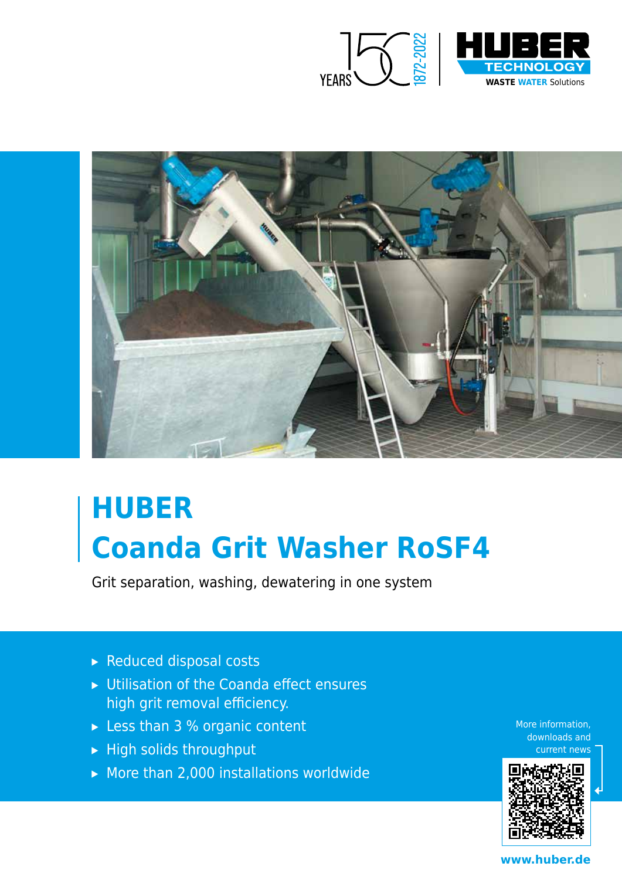150 YEARS 1872-2022

HUBER TECHNOLOGY
WASTE WATER Solutions

# HUBER
# Coanda Grit Washer RoSF4

Grit separation, washing, dewatering in one system

- Reduced disposal costs
- Utilisation of the Coanda effect ensures high grit removal efficiency.
- Less than 3 % organic content
- High solids throughput
- More than 2,000 installations worldwide

More information, downloads and current news

www.huber.de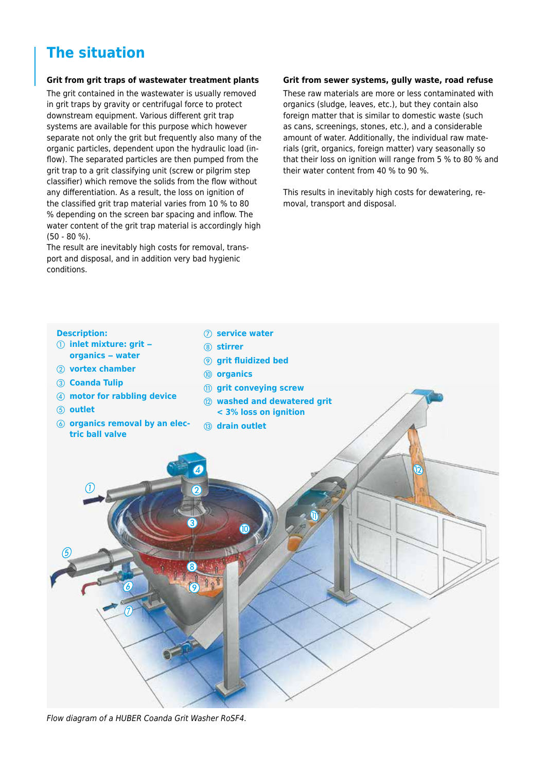# The situation

**Grit from grit traps of wastewater treatment plants**

The grit contained in the wastewater is usually removed in grit traps by gravity or centrifugal force to protect downstream equipment. Various different grit trap systems are available for this purpose which however separate not only the grit but frequently also many of the organic particles, dependent upon the hydraulic load (inflow). The separated particles are then pumped from the grit trap to a grit classifying unit (screw or pilgrim step classifier) which remove the solids from the flow without any differentiation. As a result, the loss on ignition of the classified grit trap material varies from 10 % to 80 % depending on the screen bar spacing and inflow. The water content of the grit trap material is accordingly high (50 - 80 %).
The result are inevitably high costs for removal, transport and disposal, and in addition very bad hygienic conditions.

**Grit from sewer systems, gully waste, road refuse**

These raw materials are more or less contaminated with organics (sludge, leaves, etc.), but they contain also foreign matter that is similar to domestic waste (such as cans, screenings, stones, etc.), and a considerable amount of water. Additionally, the individual raw materials (grit, organics, foreign matter) vary seasonally so that their loss on ignition will range from 5 % to 80 % and their water content from 40 % to 90 %.

This results in inevitably high costs for dewatering, removal, transport and disposal.

**Description:**

① inlet mixture: grit – organics – water
② vortex chamber
③ Coanda Tulip
④ motor for rabbling device
⑤ outlet
⑥ organics removal by an electric ball valve
⑦ service water
⑧ stirrer
⑨ grit fluidized bed
⑩ organics
⑪ grit conveying screw
⑫ washed and dewatered grit < 3% loss on ignition
⑬ drain outlet

*Flow diagram of a HUBER Coanda Grit Washer RoSF4.*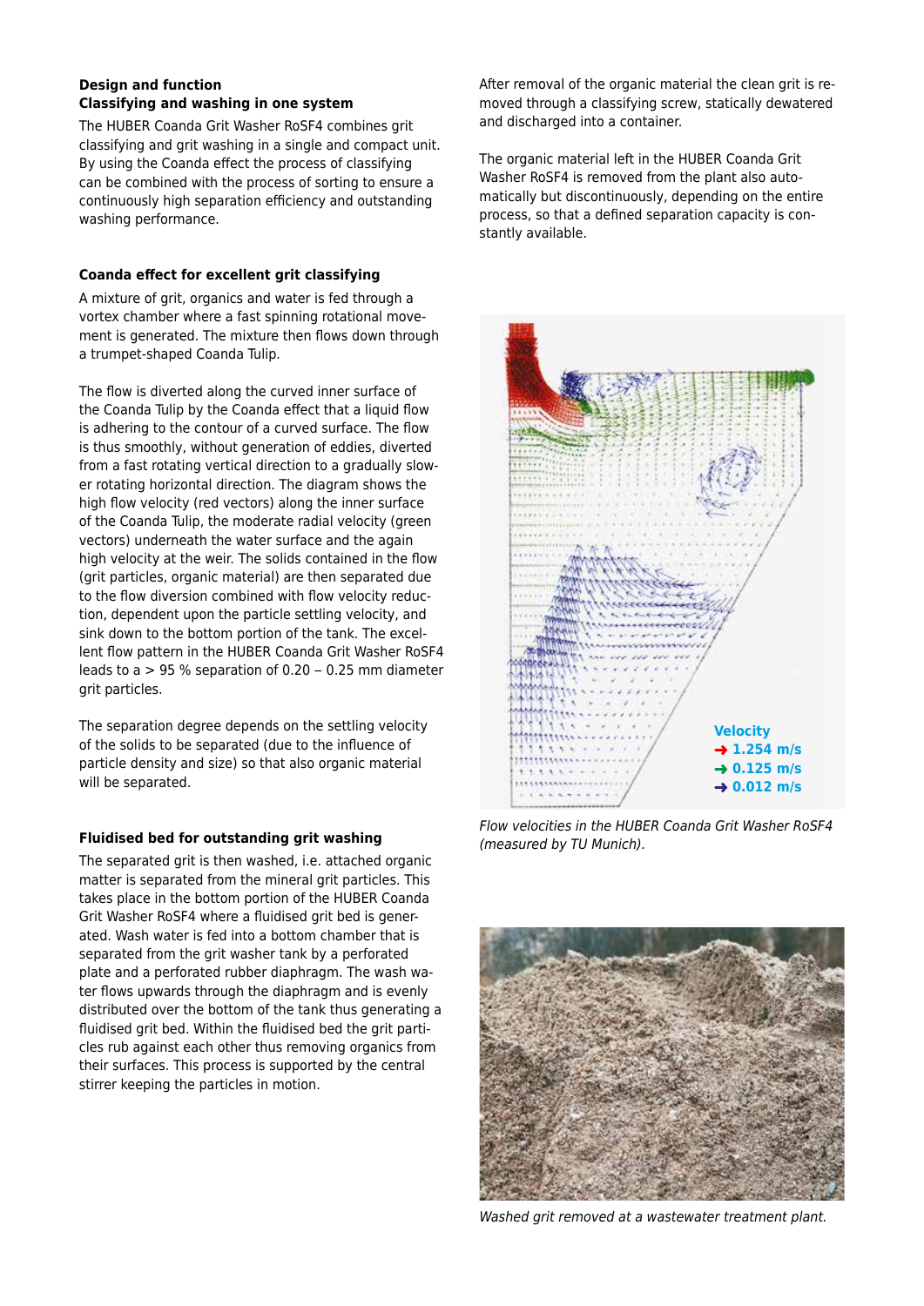### Design and function
### Classifying and washing in one system

The HUBER Coanda Grit Washer RoSF4 combines grit classifying and grit washing in a single and compact unit. By using the Coanda effect the process of classifying can be combined with the process of sorting to ensure a continuously high separation efficiency and outstanding washing performance.

### Coanda effect for excellent grit classifying

A mixture of grit, organics and water is fed through a vortex chamber where a fast spinning rotational movement is generated. The mixture then flows down through a trumpet-shaped Coanda Tulip.

The flow is diverted along the curved inner surface of the Coanda Tulip by the Coanda effect that a liquid flow is adhering to the contour of a curved surface. The flow is thus smoothly, without generation of eddies, diverted from a fast rotating vertical direction to a gradually slower rotating horizontal direction. The diagram shows the high flow velocity (red vectors) along the inner surface of the Coanda Tulip, the moderate radial velocity (green vectors) underneath the water surface and the again high velocity at the weir. The solids contained in the flow (grit particles, organic material) are then separated due to the flow diversion combined with flow velocity reduction, dependent upon the particle settling velocity, and sink down to the bottom portion of the tank. The excellent flow pattern in the HUBER Coanda Grit Washer RoSF4 leads to a > 95 % separation of 0.20 – 0.25 mm diameter grit particles.

The separation degree depends on the settling velocity of the solids to be separated (due to the influence of particle density and size) so that also organic material will be separated.

### Fluidised bed for outstanding grit washing

The separated grit is then washed, i.e. attached organic matter is separated from the mineral grit particles. This takes place in the bottom portion of the HUBER Coanda Grit Washer RoSF4 where a fluidised grit bed is generated. Wash water is fed into a bottom chamber that is separated from the grit washer tank by a perforated plate and a perforated rubber diaphragm. The wash water flows upwards through the diaphragm and is evenly distributed over the bottom of the tank thus generating a fluidised grit bed. Within the fluidised bed the grit particles rub against each other thus removing organics from their surfaces. This process is supported by the central stirrer keeping the particles in motion.

After removal of the organic material the clean grit is removed through a classifying screw, statically dewatered and discharged into a container.

The organic material left in the HUBER Coanda Grit Washer RoSF4 is removed from the plant also automatically but discontinuously, depending on the entire process, so that a defined separation capacity is constantly available.

Velocity
→ 1.254 m/s
→ 0.125 m/s
→ 0.012 m/s

*Flow velocities in the HUBER Coanda Grit Washer RoSF4 (measured by TU Munich).*

*Washed grit removed at a wastewater treatment plant.*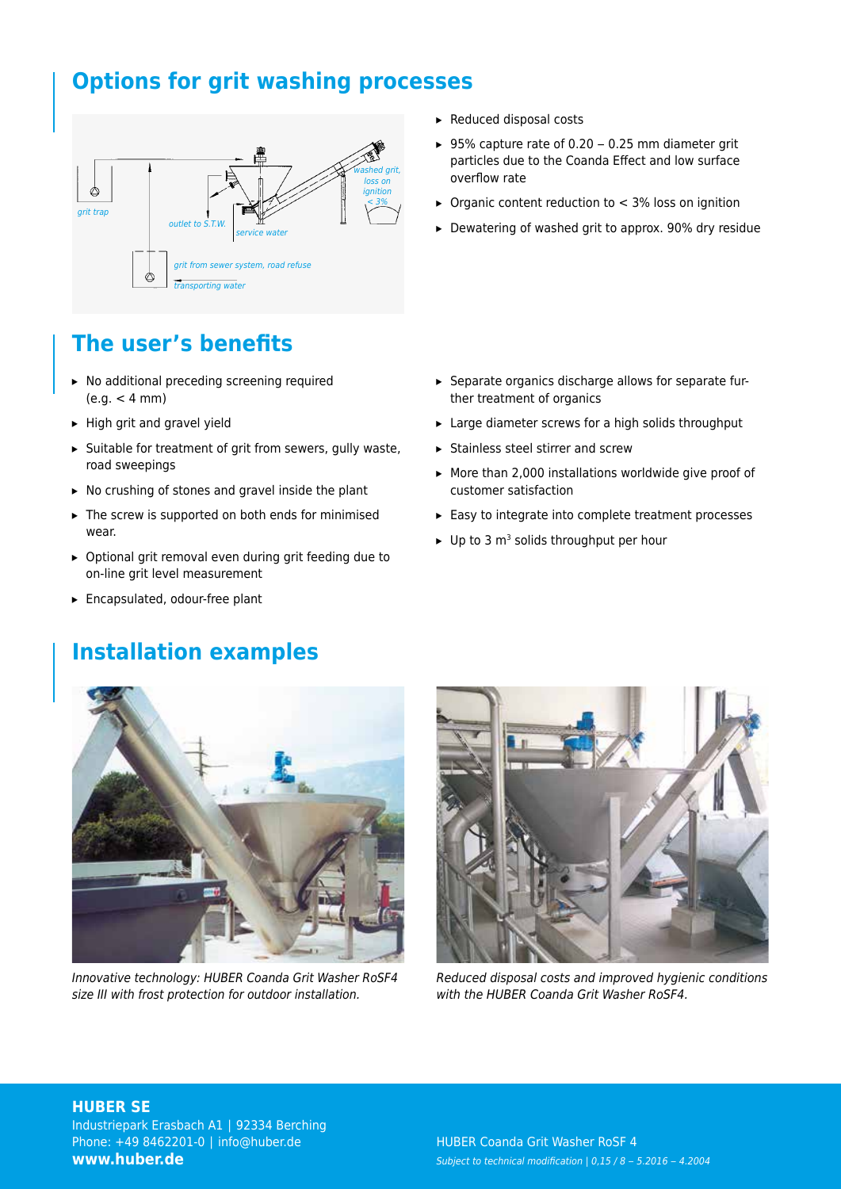## Options for grit washing processes

grit trap
outlet to S.T.W.
service water
washed grit, loss on ignition < 3%
grit from sewer system, road refuse
transporting water

- Reduced disposal costs
- 95% capture rate of 0.20 – 0.25 mm diameter grit particles due to the Coanda Effect and low surface overflow rate
- Organic content reduction to < 3% loss on ignition
- Dewatering of washed grit to approx. 90% dry residue

## The user's benefits

- No additional preceding screening required (e.g. < 4 mm)
- High grit and gravel yield
- Suitable for treatment of grit from sewers, gully waste, road sweepings
- No crushing of stones and gravel inside the plant
- The screw is supported on both ends for minimised wear.
- Optional grit removal even during grit feeding due to on-line grit level measurement
- Encapsulated, odour-free plant
- Separate organics discharge allows for separate further treatment of organics
- Large diameter screws for a high solids throughput
- Stainless steel stirrer and screw
- More than 2,000 installations worldwide give proof of customer satisfaction
- Easy to integrate into complete treatment processes
- Up to 3 m$^3$ solids throughput per hour

## Installation examples

*Innovative technology: HUBER Coanda Grit Washer RoSF4 size III with frost protection for outdoor installation.*

*Reduced disposal costs and improved hygienic conditions with the HUBER Coanda Grit Washer RoSF4.*

**HUBER SE**
Industriepark Erasbach A1 | 92334 Berching
Phone: +49 8462201-0 | info@huber.de
**www.huber.de**

HUBER Coanda Grit Washer RoSF 4
*Subject to technical modification | 0,15 / 8 – 5.2016 – 4.2004*